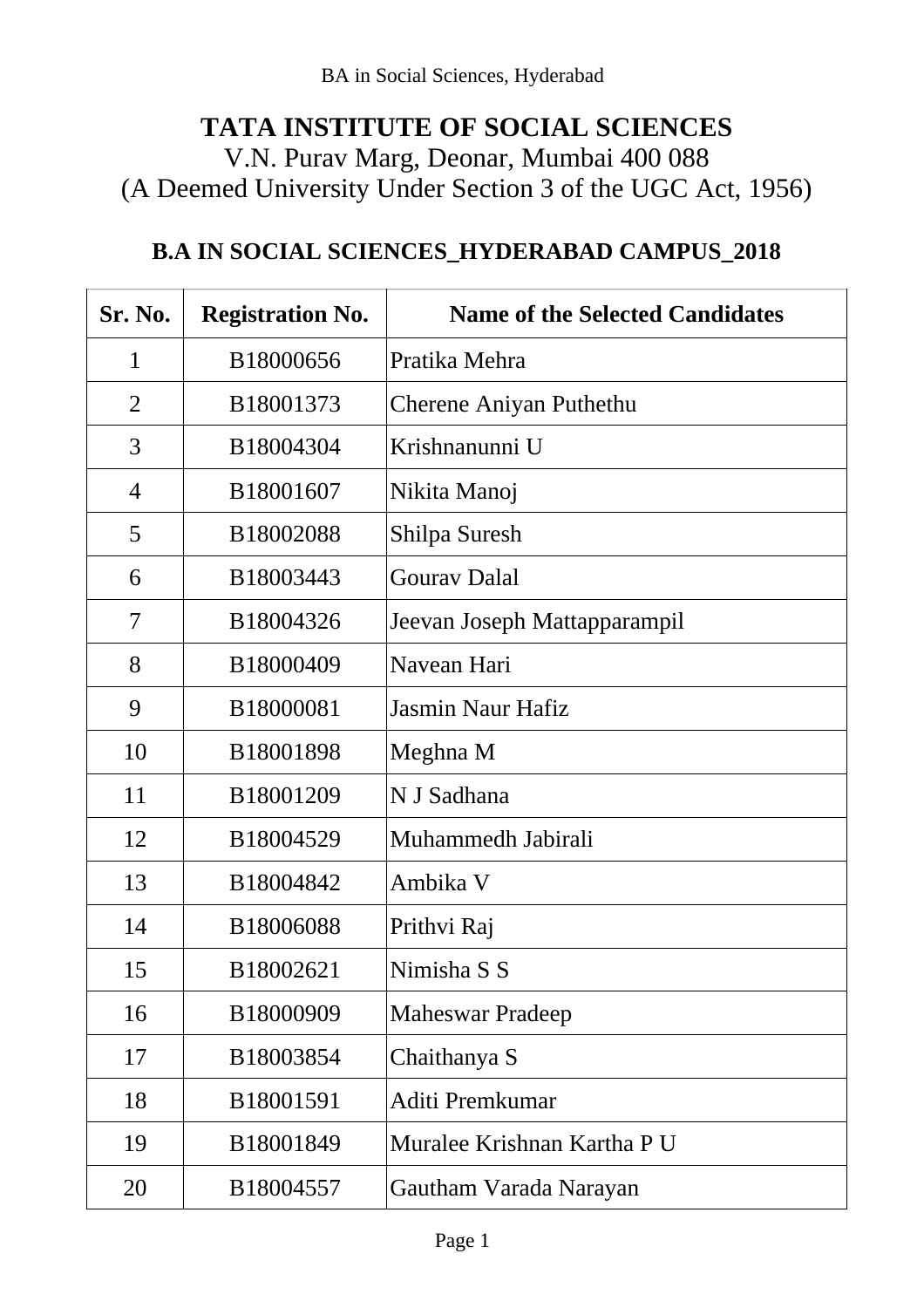# TATA INSTITUTE OF SOCIAL SCIENCES

V.N. Purav Marg, Deonar, Mumbai 400 088
(A Deemed University Under Section 3 of the UGC Act, 1956)

## B.A IN SOCIAL SCIENCES_HYDERABAD CAMPUS_2018

| Sr. No. | Registration No. | Name of the Selected Candidates |
|---|---|---|
| 1 | B18000656 | Pratika Mehra |
| 2 | B18001373 | Cherene Aniyan Puthethu |
| 3 | B18004304 | Krishnanunni U |
| 4 | B18001607 | Nikita Manoj |
| 5 | B18002088 | Shilpa Suresh |
| 6 | B18003443 | Gourav Dalal |
| 7 | B18004326 | Jeevan Joseph Mattapparampil |
| 8 | B18000409 | Navean Hari |
| 9 | B18000081 | Jasmin Naur Hafiz |
| 10 | B18001898 | Meghna M |
| 11 | B18001209 | N J Sadhana |
| 12 | B18004529 | Muhammedh Jabirali |
| 13 | B18004842 | Ambika V |
| 14 | B18006088 | Prithvi Raj |
| 15 | B18002621 | Nimisha S S |
| 16 | B18000909 | Maheswar Pradeep |
| 17 | B18003854 | Chaithanya S |
| 18 | B18001591 | Aditi Premkumar |
| 19 | B18001849 | Muralee Krishnan Kartha P U |
| 20 | B18004557 | Gautham Varada Narayan |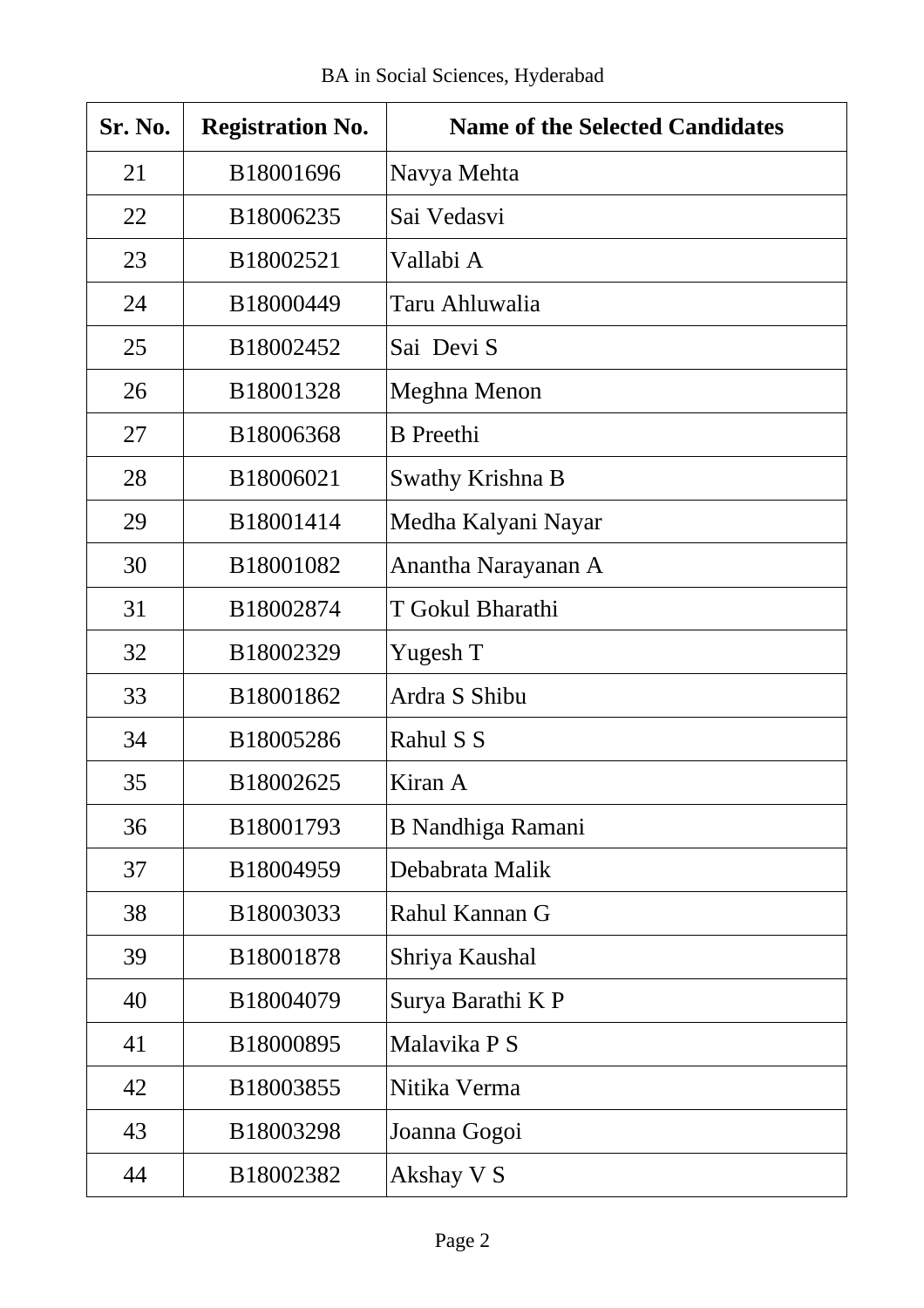BA in Social Sciences, Hyderabad

| Sr. No. | Registration No. | Name of the Selected Candidates |
|---|---|---|
| 21 | B18001696 | Navya Mehta |
| 22 | B18006235 | Sai Vedasvi |
| 23 | B18002521 | Vallabi A |
| 24 | B18000449 | Taru Ahluwalia |
| 25 | B18002452 | Sai  Devi S |
| 26 | B18001328 | Meghna Menon |
| 27 | B18006368 | B Preethi |
| 28 | B18006021 | Swathy Krishna B |
| 29 | B18001414 | Medha Kalyani Nayar |
| 30 | B18001082 | Anantha Narayanan A |
| 31 | B18002874 | T Gokul Bharathi |
| 32 | B18002329 | Yugesh T |
| 33 | B18001862 | Ardra S Shibu |
| 34 | B18005286 | Rahul S S |
| 35 | B18002625 | Kiran A |
| 36 | B18001793 | B Nandhiga Ramani |
| 37 | B18004959 | Debabrata Malik |
| 38 | B18003033 | Rahul Kannan G |
| 39 | B18001878 | Shriya Kaushal |
| 40 | B18004079 | Surya Barathi K P |
| 41 | B18000895 | Malavika P S |
| 42 | B18003855 | Nitika Verma |
| 43 | B18003298 | Joanna Gogoi |
| 44 | B18002382 | Akshay V S |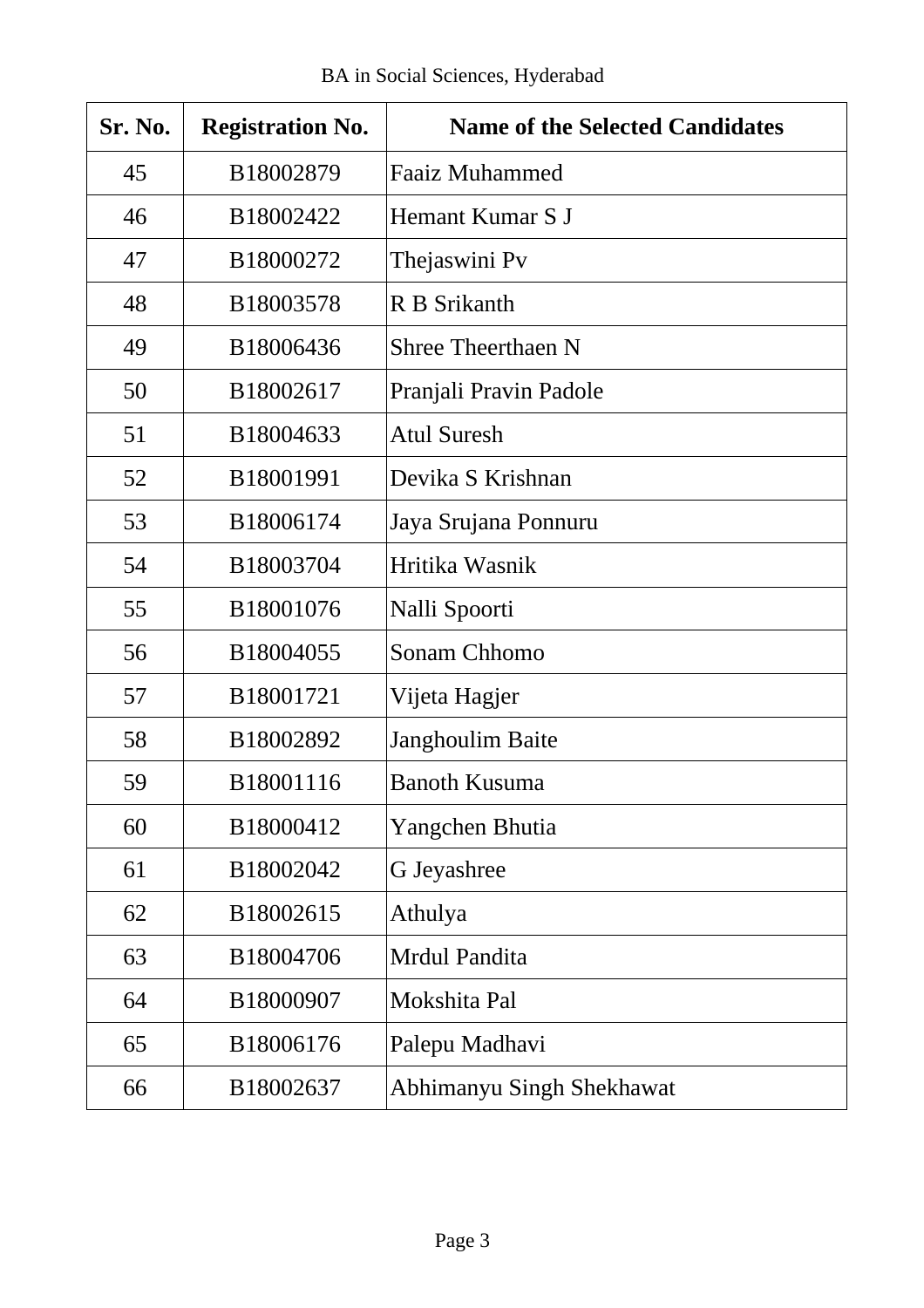BA in Social Sciences, Hyderabad

| Sr. No. | Registration No. | Name of the Selected Candidates |
|---|---|---|
| 45 | B18002879 | Faaiz Muhammed |
| 46 | B18002422 | Hemant Kumar S J |
| 47 | B18000272 | Thejaswini Pv |
| 48 | B18003578 | R B Srikanth |
| 49 | B18006436 | Shree Theerthaen N |
| 50 | B18002617 | Pranjali Pravin Padole |
| 51 | B18004633 | Atul Suresh |
| 52 | B18001991 | Devika S Krishnan |
| 53 | B18006174 | Jaya Srujana Ponnuru |
| 54 | B18003704 | Hritika Wasnik |
| 55 | B18001076 | Nalli Spoorti |
| 56 | B18004055 | Sonam Chhomo |
| 57 | B18001721 | Vijeta Hagjer |
| 58 | B18002892 | Janghoulim Baite |
| 59 | B18001116 | Banoth Kusuma |
| 60 | B18000412 | Yangchen Bhutia |
| 61 | B18002042 | G Jeyashree |
| 62 | B18002615 | Athulya |
| 63 | B18004706 | Mrdul Pandita |
| 64 | B18000907 | Mokshita Pal |
| 65 | B18006176 | Palepu Madhavi |
| 66 | B18002637 | Abhimanyu Singh Shekhawat |